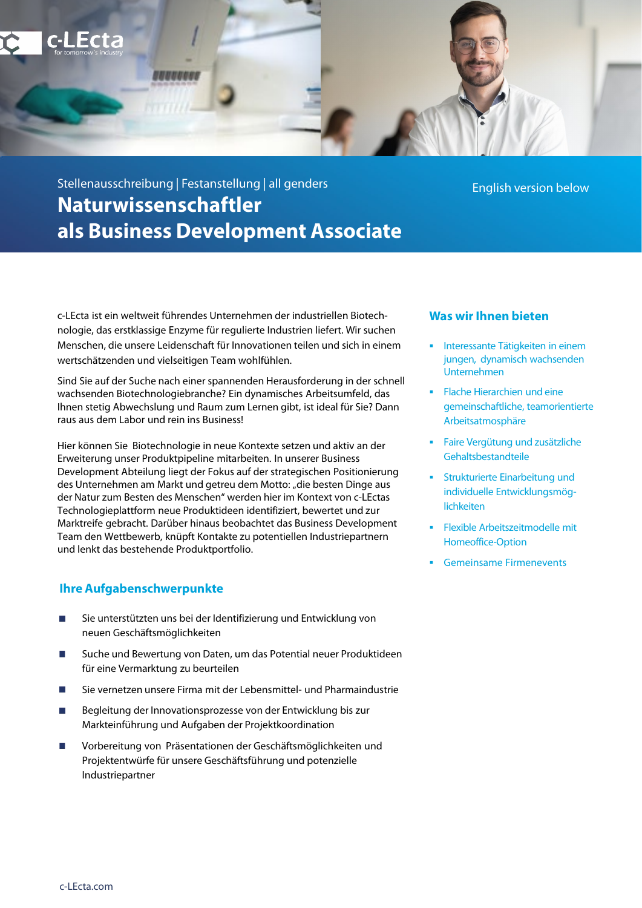Stellenausschreibung | Festanstellung | all genders

# Naturwissenschaftler als Business Development Associate

English version below

c-LEcta ist ein weltweit führendes Unternehmen der industriellen Biotechnologie, das erstklassige Enzyme für regulierte Industrien liefert. Wir suchen Menschen, die unsere Leidenschaft für Innovationen teilen und sich in einem wertschätzenden und vielseitigen Team wohlfühlen.

Sind Sie auf der Suche nach einer spannenden Herausforderung in der schnell wachsenden Biotechnologiebranche? Ein dynamisches Arbeitsumfeld, das Ihnen stetig Abwechslung und Raum zum Lernen gibt, ist ideal für Sie? Dann raus aus dem Labor und rein ins Business!

Hier können Sie Biotechnologie in neue Kontexte setzen und aktiv an der Erweiterung unser Produktpipeline mitarbeiten. In unserer Business Development Abteilung liegt der Fokus auf der strategischen Positionierung des Unternehmen am Markt und getreu dem Motto: „die besten Dinge aus der Natur zum Besten des Menschen" werden hier im Kontext von c-LEctas Technologieplattform neue Produktideen identifiziert, bewertet und zur Marktreife gebracht. Darüber hinaus beobachtet das Business Development Team den Wettbewerb, knüpft Kontakte zu potentiellen Industriepartnern und lenkt das bestehende Produktportfolio.

## Ihre Aufgabenschwerpunkte

- Sie unterstützten uns bei der Identifizierung und Entwicklung von neuen Geschäftsmöglichkeiten
- Suche und Bewertung von Daten, um das Potential neuer Produktideen für eine Vermarktung zu beurteilen
- Sie vernetzen unsere Firma mit der Lebensmittel- und Pharmaindustrie
- Begleitung der Innovationsprozesse von der Entwicklung bis zur Markteinführung und Aufgaben der Projektkoordination
- Vorbereitung von Präsentationen der Geschäftsmöglichkeiten und Projektentwürfe für unsere Geschäftsführung und potenzielle Industriepartner

## Was wir Ihnen bieten

- Interessante Tätigkeiten in einem jungen, dynamisch wachsenden Unternehmen
- Flache Hierarchien und eine gemeinschaftliche, teamorientierte Arbeitsatmosphäre
- Faire Vergütung und zusätzliche Gehaltsbestandteile
- Strukturierte Einarbeitung und individuelle Entwicklungsmöglichkeiten
- Flexible Arbeitszeitmodelle mit Homeoffice-Option
- Gemeinsame Firmenevents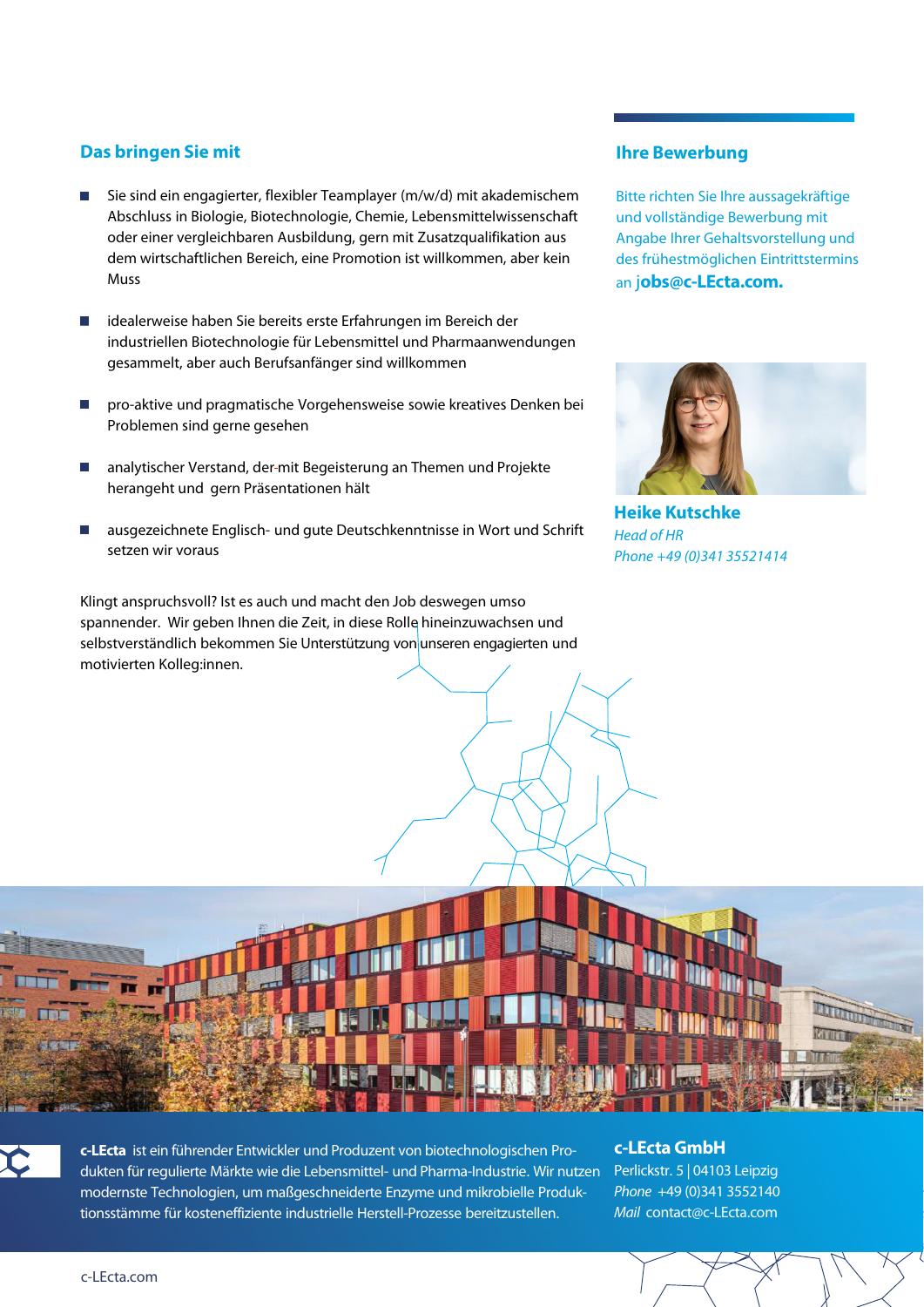## Das bringen Sie mit

- Sie sind ein engagierter, flexibler Teamplayer (m/w/d) mit akademischem Abschluss in Biologie, Biotechnologie, Chemie, Lebensmittelwissenschaft oder einer vergleichbaren Ausbildung, gern mit Zusatzqualifikation aus dem wirtschaftlichen Bereich, eine Promotion ist willkommen, aber kein Muss
- idealerweise haben Sie bereits erste Erfahrungen im Bereich der industriellen Biotechnologie für Lebensmittel und Pharmaanwendungen gesammelt, aber auch Berufsanfänger sind willkommen
- pro-aktive und pragmatische Vorgehensweise sowie kreatives Denken bei Problemen sind gerne gesehen
- analytischer Verstand, der mit Begeisterung an Themen und Projekte herangeht und gern Präsentationen hält
- ausgezeichnete Englisch- und gute Deutschkenntnisse in Wort und Schrift setzen wir voraus

Klingt anspruchsvoll? Ist es auch und macht den Job deswegen umso spannender. Wir geben Ihnen die Zeit, in diese Rolle hineinzuwachsen und selbstverständlich bekommen Sie Unterstützung von unseren engagierten und motivierten Kolleg:innen.

## Ihre Bewerbung

Bitte richten Sie Ihre aussagekräftige und vollständige Bewerbung mit Angabe Ihrer Gehaltsvorstellung und des frühestmöglichen Eintrittstermins an **jobs@c-LEcta.com.**

**Heike Kutschke**
*Head of HR*
*Phone +49 (0)341 35521414*

**c-LEcta** ist ein führender Entwickler und Produzent von biotechnologischen Produkten für regulierte Märkte wie die Lebensmittel- und Pharma-Industrie. Wir nutzen modernste Technologien, um maßgeschneiderte Enzyme und mikrobielle Produktionsstämme für kosteneffiziente industrielle Herstell-Prozesse bereitzustellen.

**c-LEcta GmbH**
Perlickstr. 5 | 04103 Leipzig
*Phone* +49 (0)341 3552140
*Mail* contact@c-LEcta.com

c-LEcta.com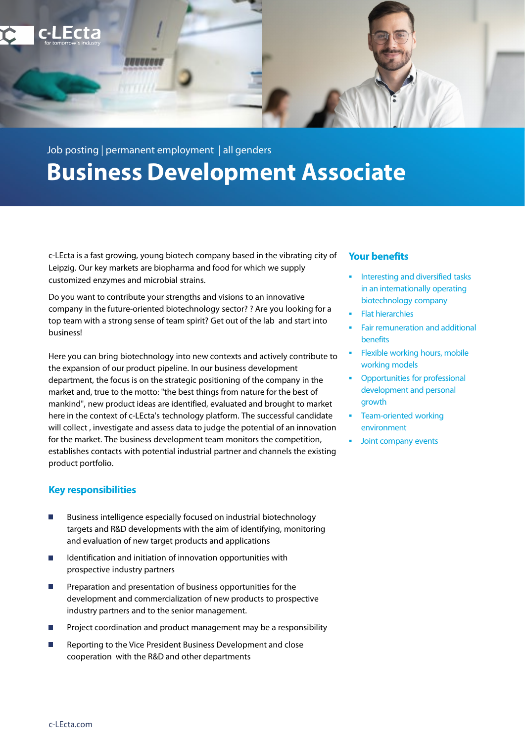c-LEcta
for tomorrow's industry

Job posting | permanent employment | all genders

# Business Development Associate

c-LEcta is a fast growing, young biotech company based in the vibrating city of Leipzig. Our key markets are biopharma and food for which we supply customized enzymes and microbial strains.

Do you want to contribute your strengths and visions to an innovative company in the future-oriented biotechnology sector? ? Are you looking for a top team with a strong sense of team spirit? Get out of the lab and start into business!

Here you can bring biotechnology into new contexts and actively contribute to the expansion of our product pipeline. In our business development department, the focus is on the strategic positioning of the company in the market and, true to the motto: "the best things from nature for the best of mankind", new product ideas are identified, evaluated and brought to market here in the context of c-LEcta's technology platform. The successful candidate will collect , investigate and assess data to judge the potential of an innovation for the market. The business development team monitors the competition, establishes contacts with potential industrial partner and channels the existing product portfolio.

## Key responsibilities

- Business intelligence especially focused on industrial biotechnology targets and R&D developments with the aim of identifying, monitoring and evaluation of new target products and applications
- Identification and initiation of innovation opportunities with prospective industry partners
- Preparation and presentation of business opportunities for the development and commercialization of new products to prospective industry partners and to the senior management.
- Project coordination and product management may be a responsibility
- Reporting to the Vice President Business Development and close cooperation with the R&D and other departments

## Your benefits

- Interesting and diversified tasks in an internationally operating biotechnology company
- Flat hierarchies
- Fair remuneration and additional benefits
- Flexible working hours, mobile working models
- Opportunities for professional development and personal growth
- Team-oriented working environment
- Joint company events

c-LEcta.com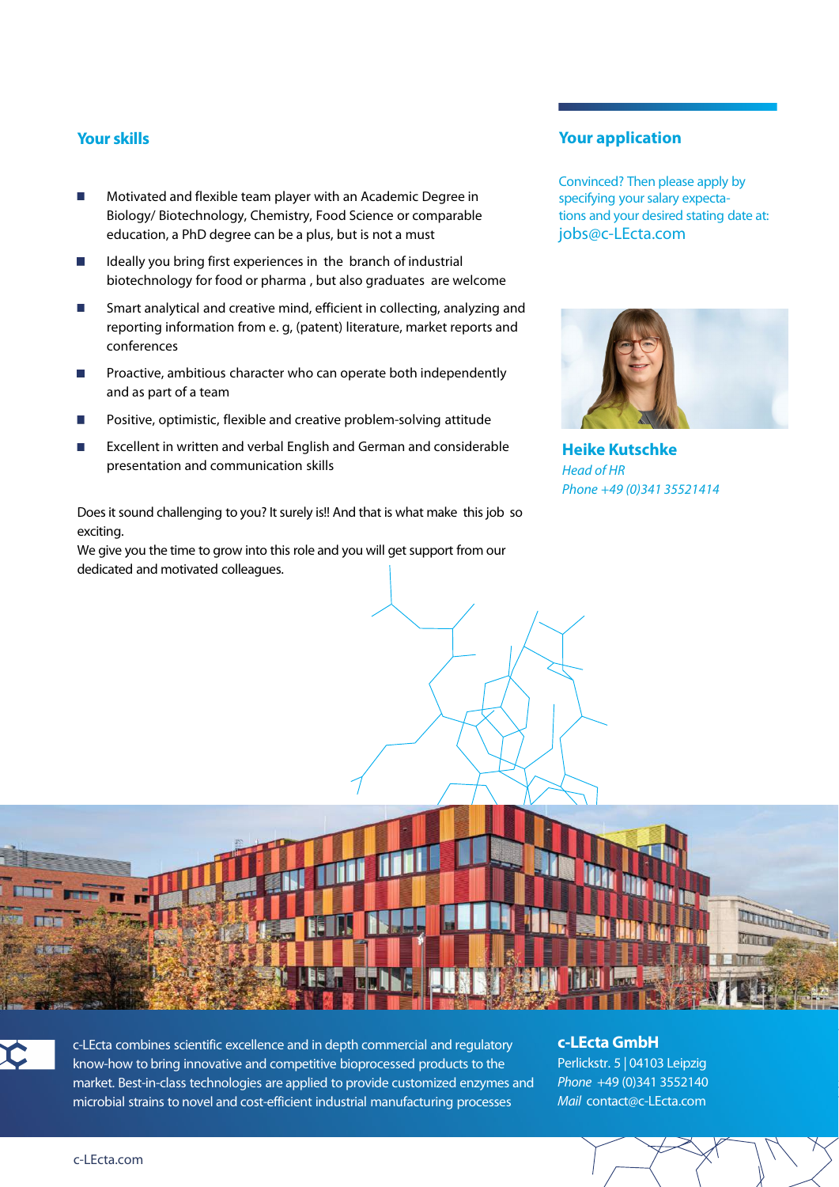## Your skills

- Motivated and flexible team player with an Academic Degree in Biology/ Biotechnology, Chemistry, Food Science or comparable education, a PhD degree can be a plus, but is not a must
- Ideally you bring first experiences in the branch of industrial biotechnology for food or pharma , but also graduates are welcome
- Smart analytical and creative mind, efficient in collecting, analyzing and reporting information from e. g, (patent) literature, market reports and conferences
- Proactive, ambitious character who can operate both independently and as part of a team
- Positive, optimistic, flexible and creative problem-solving attitude
- Excellent in written and verbal English and German and considerable presentation and communication skills

Does it sound challenging to you? It surely is!! And that is what make this job so exciting.
We give you the time to grow into this role and you will get support from our dedicated and motivated colleagues.

## Your application

Convinced? Then please apply by specifying your salary expectations and your desired stating date at:
jobs@c-LEcta.com

**Heike Kutschke**
*Head of HR*
*Phone +49 (0)341 35521414*

c-LEcta combines scientific excellence and in depth commercial and regulatory know-how to bring innovative and competitive bioprocessed products to the market. Best-in-class technologies are applied to provide customized enzymes and microbial strains to novel and cost-efficient industrial manufacturing processes

**c-LEcta GmbH**
Perlickstr. 5 | 04103 Leipzig
*Phone* +49 (0)341 3552140
*Mail* contact@c-LEcta.com

c-LEcta.com